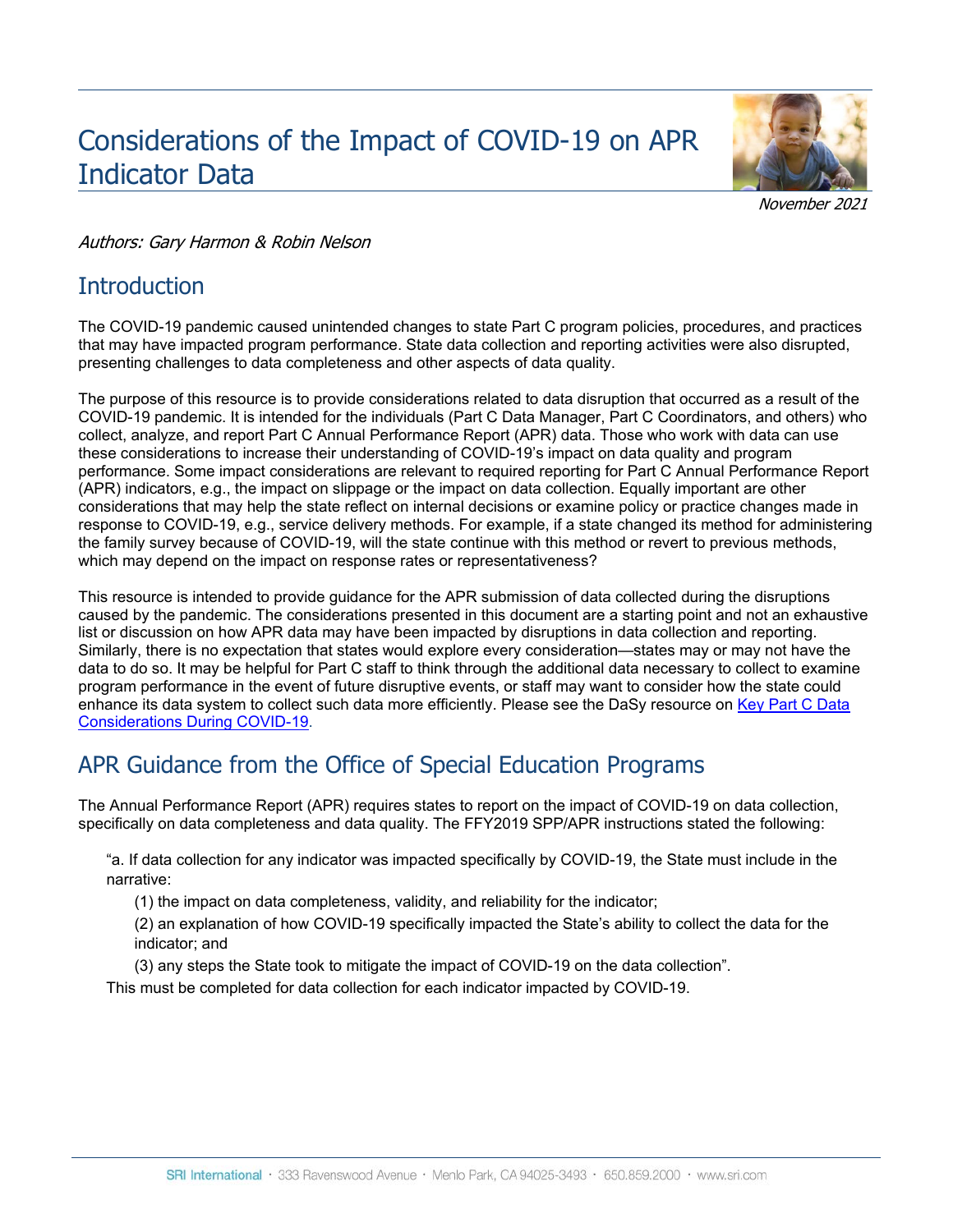# Considerations of the Impact of COVID-19 on APR Indicator Data

*November 2021*

*Authors: Gary Harmon & Robin Nelson*

## Introduction

The COVID-19 pandemic caused unintended changes to state Part C program policies, procedures, and practices that may have impacted program performance. State data collection and reporting activities were also disrupted, presenting challenges to data completeness and other aspects of data quality.

The purpose of this resource is to provide considerations related to data disruption that occurred as a result of the COVID-19 pandemic. It is intended for the individuals (Part C Data Manager, Part C Coordinators, and others) who collect, analyze, and report Part C Annual Performance Report (APR) data. Those who work with data can use these considerations to increase their understanding of COVID-19's impact on data quality and program performance. Some impact considerations are relevant to required reporting for Part C Annual Performance Report (APR) indicators, e.g., the impact on slippage or the impact on data collection. Equally important are other considerations that may help the state reflect on internal decisions or examine policy or practice changes made in response to COVID-19, e.g., service delivery methods. For example, if a state changed its method for administering the family survey because of COVID-19, will the state continue with this method or revert to previous methods, which may depend on the impact on response rates or representativeness?

This resource is intended to provide guidance for the APR submission of data collected during the disruptions caused by the pandemic. The considerations presented in this document are a starting point and not an exhaustive list or discussion on how APR data may have been impacted by disruptions in data collection and reporting. Similarly, there is no expectation that states would explore every consideration—states may or may not have the data to do so. It may be helpful for Part C staff to think through the additional data necessary to collect to examine program performance in the event of future disruptive events, or staff may want to consider how the state could enhance its data system to collect such data more efficiently. Please see the DaSy resource on [Key Part C Data Considerations During COVID-19](#).

## APR Guidance from the Office of Special Education Programs

The Annual Performance Report (APR) requires states to report on the impact of COVID-19 on data collection, specifically on data completeness and data quality. The FFY2019 SPP/APR instructions stated the following:

> "a. If data collection for any indicator was impacted specifically by COVID-19, the State must include in the narrative:
>
> (1) the impact on data completeness, validity, and reliability for the indicator;
>
> (2) an explanation of how COVID-19 specifically impacted the State's ability to collect the data for the indicator; and
>
> (3) any steps the State took to mitigate the impact of COVID-19 on the data collection".
>
> This must be completed for data collection for each indicator impacted by COVID-19.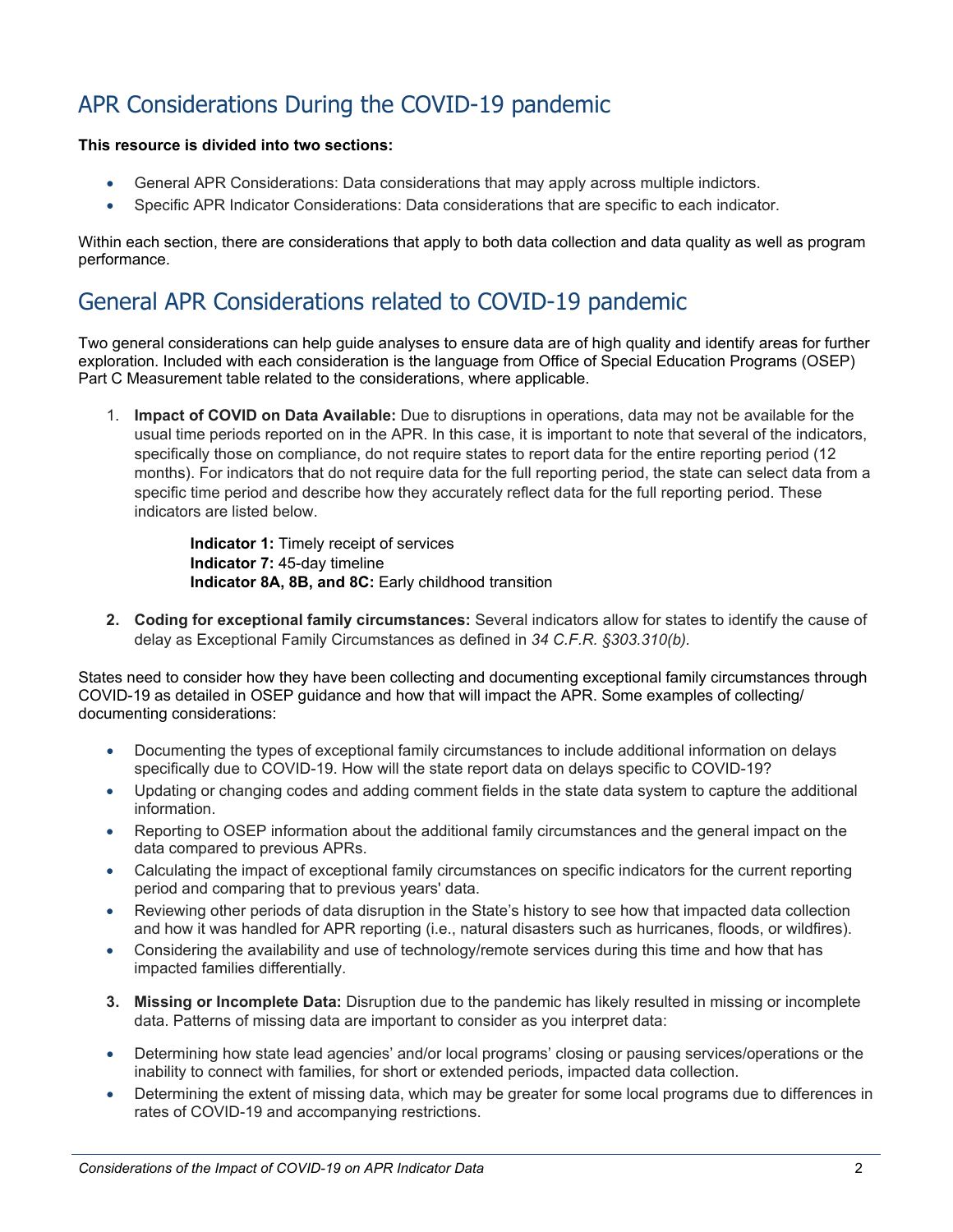## APR Considerations During the COVID-19 pandemic

**This resource is divided into two sections:**

- General APR Considerations: Data considerations that may apply across multiple indictors.
- Specific APR Indicator Considerations: Data considerations that are specific to each indicator.

Within each section, there are considerations that apply to both data collection and data quality as well as program performance.

## General APR Considerations related to COVID-19 pandemic

Two general considerations can help guide analyses to ensure data are of high quality and identify areas for further exploration. Included with each consideration is the language from Office of Special Education Programs (OSEP) Part C Measurement table related to the considerations, where applicable.

1. **Impact of COVID on Data Available:** Due to disruptions in operations, data may not be available for the usual time periods reported on in the APR. In this case, it is important to note that several of the indicators, specifically those on compliance, do not require states to report data for the entire reporting period (12 months). For indicators that do not require data for the full reporting period, the state can select data from a specific time period and describe how they accurately reflect data for the full reporting period. These indicators are listed below.

   **Indicator 1:** Timely receipt of services
   **Indicator 7:** 45-day timeline
   **Indicator 8A, 8B, and 8C:** Early childhood transition

2. **Coding for exceptional family circumstances:** Several indicators allow for states to identify the cause of delay as Exceptional Family Circumstances as defined in *34 C.F.R. §303.310(b).*

States need to consider how they have been collecting and documenting exceptional family circumstances through COVID-19 as detailed in OSEP guidance and how that will impact the APR. Some examples of collecting/ documenting considerations:

- Documenting the types of exceptional family circumstances to include additional information on delays specifically due to COVID-19. How will the state report data on delays specific to COVID-19?
- Updating or changing codes and adding comment fields in the state data system to capture the additional information.
- Reporting to OSEP information about the additional family circumstances and the general impact on the data compared to previous APRs.
- Calculating the impact of exceptional family circumstances on specific indicators for the current reporting period and comparing that to previous years' data.
- Reviewing other periods of data disruption in the State's history to see how that impacted data collection and how it was handled for APR reporting (i.e., natural disasters such as hurricanes, floods, or wildfires).
- Considering the availability and use of technology/remote services during this time and how that has impacted families differentially.

3. **Missing or Incomplete Data:** Disruption due to the pandemic has likely resulted in missing or incomplete data. Patterns of missing data are important to consider as you interpret data:

- Determining how state lead agencies' and/or local programs' closing or pausing services/operations or the inability to connect with families, for short or extended periods, impacted data collection.
- Determining the extent of missing data, which may be greater for some local programs due to differences in rates of COVID-19 and accompanying restrictions.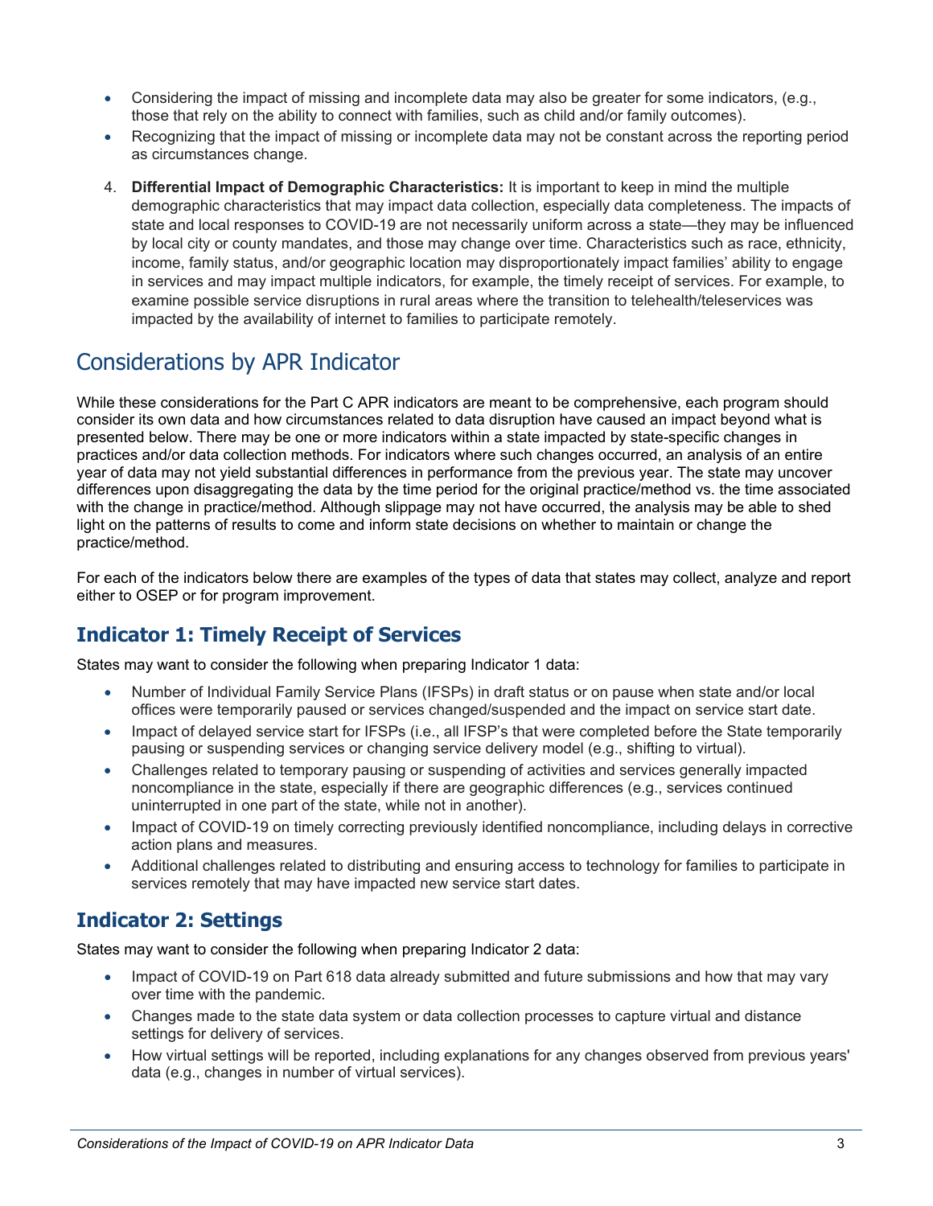- Considering the impact of missing and incomplete data may also be greater for some indicators, (e.g., those that rely on the ability to connect with families, such as child and/or family outcomes).
- Recognizing that the impact of missing or incomplete data may not be constant across the reporting period as circumstances change.

4. **Differential Impact of Demographic Characteristics:** It is important to keep in mind the multiple demographic characteristics that may impact data collection, especially data completeness. The impacts of state and local responses to COVID-19 are not necessarily uniform across a state—they may be influenced by local city or county mandates, and those may change over time. Characteristics such as race, ethnicity, income, family status, and/or geographic location may disproportionately impact families' ability to engage in services and may impact multiple indicators, for example, the timely receipt of services. For example, to examine possible service disruptions in rural areas where the transition to telehealth/teleservices was impacted by the availability of internet to families to participate remotely.

## Considerations by APR Indicator

While these considerations for the Part C APR indicators are meant to be comprehensive, each program should consider its own data and how circumstances related to data disruption have caused an impact beyond what is presented below. There may be one or more indicators within a state impacted by state-specific changes in practices and/or data collection methods. For indicators where such changes occurred, an analysis of an entire year of data may not yield substantial differences in performance from the previous year. The state may uncover differences upon disaggregating the data by the time period for the original practice/method vs. the time associated with the change in practice/method. Although slippage may not have occurred, the analysis may be able to shed light on the patterns of results to come and inform state decisions on whether to maintain or change the practice/method.

For each of the indicators below there are examples of the types of data that states may collect, analyze and report either to OSEP or for program improvement.

### Indicator 1: Timely Receipt of Services

States may want to consider the following when preparing Indicator 1 data:

- Number of Individual Family Service Plans (IFSPs) in draft status or on pause when state and/or local offices were temporarily paused or services changed/suspended and the impact on service start date.
- Impact of delayed service start for IFSPs (i.e., all IFSP's that were completed before the State temporarily pausing or suspending services or changing service delivery model (e.g., shifting to virtual).
- Challenges related to temporary pausing or suspending of activities and services generally impacted noncompliance in the state, especially if there are geographic differences (e.g., services continued uninterrupted in one part of the state, while not in another).
- Impact of COVID-19 on timely correcting previously identified noncompliance, including delays in corrective action plans and measures.
- Additional challenges related to distributing and ensuring access to technology for families to participate in services remotely that may have impacted new service start dates.

### Indicator 2: Settings

States may want to consider the following when preparing Indicator 2 data:

- Impact of COVID-19 on Part 618 data already submitted and future submissions and how that may vary over time with the pandemic.
- Changes made to the state data system or data collection processes to capture virtual and distance settings for delivery of services.
- How virtual settings will be reported, including explanations for any changes observed from previous years' data (e.g., changes in number of virtual services).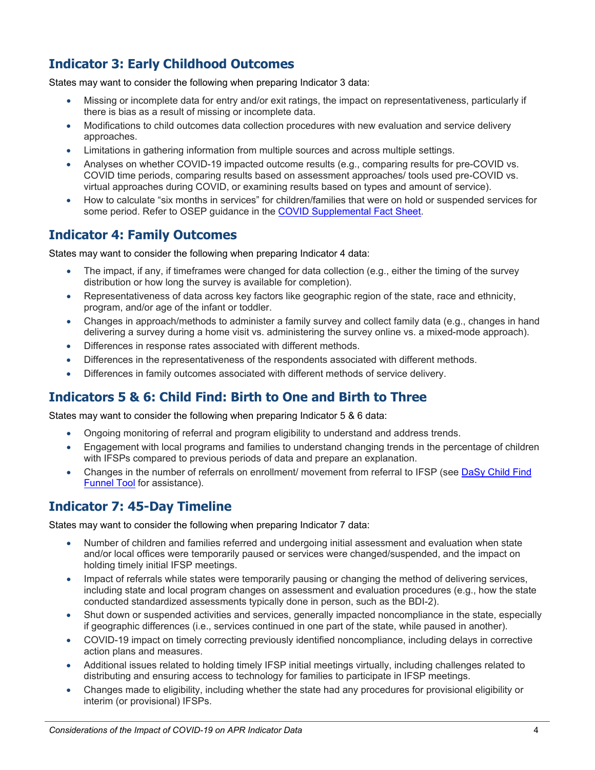## Indicator 3: Early Childhood Outcomes

States may want to consider the following when preparing Indicator 3 data:

- Missing or incomplete data for entry and/or exit ratings, the impact on representativeness, particularly if there is bias as a result of missing or incomplete data.
- Modifications to child outcomes data collection procedures with new evaluation and service delivery approaches.
- Limitations in gathering information from multiple sources and across multiple settings.
- Analyses on whether COVID-19 impacted outcome results (e.g., comparing results for pre-COVID vs. COVID time periods, comparing results based on assessment approaches/ tools used pre-COVID vs. virtual approaches during COVID, or examining results based on types and amount of service).
- How to calculate "six months in services" for children/families that were on hold or suspended services for some period. Refer to OSEP guidance in the [COVID Supplemental Fact Sheet](#).

## Indicator 4: Family Outcomes

States may want to consider the following when preparing Indicator 4 data:

- The impact, if any, if timeframes were changed for data collection (e.g., either the timing of the survey distribution or how long the survey is available for completion).
- Representativeness of data across key factors like geographic region of the state, race and ethnicity, program, and/or age of the infant or toddler.
- Changes in approach/methods to administer a family survey and collect family data (e.g., changes in hand delivering a survey during a home visit vs. administering the survey online vs. a mixed-mode approach).
- Differences in response rates associated with different methods.
- Differences in the representativeness of the respondents associated with different methods.
- Differences in family outcomes associated with different methods of service delivery.

## Indicators 5 & 6: Child Find: Birth to One and Birth to Three

States may want to consider the following when preparing Indicator 5 & 6 data:

- Ongoing monitoring of referral and program eligibility to understand and address trends.
- Engagement with local programs and families to understand changing trends in the percentage of children with IFSPs compared to previous periods of data and prepare an explanation.
- Changes in the number of referrals on enrollment/ movement from referral to IFSP (see [DaSy Child Find Funnel Tool](#) for assistance).

## Indicator 7: 45-Day Timeline

States may want to consider the following when preparing Indicator 7 data:

- Number of children and families referred and undergoing initial assessment and evaluation when state and/or local offices were temporarily paused or services were changed/suspended, and the impact on holding timely initial IFSP meetings.
- Impact of referrals while states were temporarily pausing or changing the method of delivering services, including state and local program changes on assessment and evaluation procedures (e.g., how the state conducted standardized assessments typically done in person, such as the BDI-2).
- Shut down or suspended activities and services, generally impacted noncompliance in the state, especially if geographic differences (i.e., services continued in one part of the state, while paused in another).
- COVID-19 impact on timely correcting previously identified noncompliance, including delays in corrective action plans and measures.
- Additional issues related to holding timely IFSP initial meetings virtually, including challenges related to distributing and ensuring access to technology for families to participate in IFSP meetings.
- Changes made to eligibility, including whether the state had any procedures for provisional eligibility or interim (or provisional) IFSPs.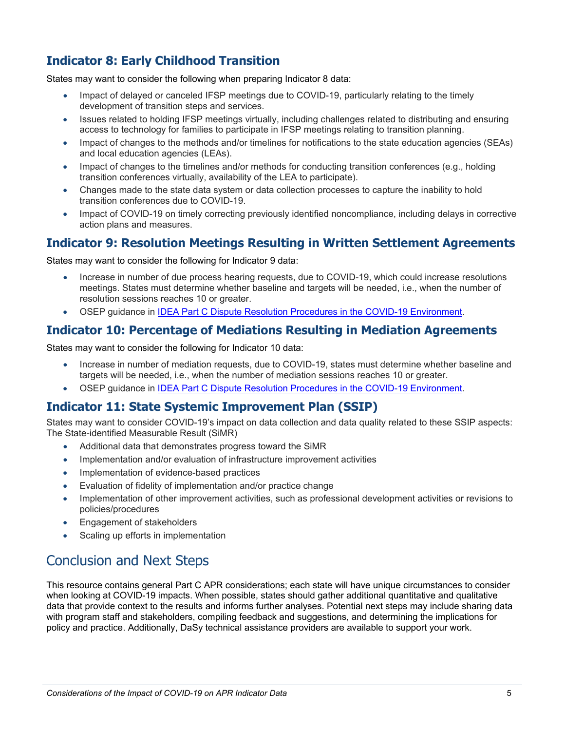## Indicator 8: Early Childhood Transition

States may want to consider the following when preparing Indicator 8 data:

- Impact of delayed or canceled IFSP meetings due to COVID-19, particularly relating to the timely development of transition steps and services.
- Issues related to holding IFSP meetings virtually, including challenges related to distributing and ensuring access to technology for families to participate in IFSP meetings relating to transition planning.
- Impact of changes to the methods and/or timelines for notifications to the state education agencies (SEAs) and local education agencies (LEAs).
- Impact of changes to the timelines and/or methods for conducting transition conferences (e.g., holding transition conferences virtually, availability of the LEA to participate).
- Changes made to the state data system or data collection processes to capture the inability to hold transition conferences due to COVID-19.
- Impact of COVID-19 on timely correcting previously identified noncompliance, including delays in corrective action plans and measures.

## Indicator 9: Resolution Meetings Resulting in Written Settlement Agreements

States may want to consider the following for Indicator 9 data:

- Increase in number of due process hearing requests, due to COVID-19, which could increase resolutions meetings. States must determine whether baseline and targets will be needed, i.e., when the number of resolution sessions reaches 10 or greater.
- OSEP guidance in [IDEA Part C Dispute Resolution Procedures in the COVID-19 Environment].

## Indicator 10: Percentage of Mediations Resulting in Mediation Agreements

States may want to consider the following for Indicator 10 data:

- Increase in number of mediation requests, due to COVID-19, states must determine whether baseline and targets will be needed, i.e., when the number of mediation sessions reaches 10 or greater.
- OSEP guidance in [IDEA Part C Dispute Resolution Procedures in the COVID-19 Environment].

## Indicator 11: State Systemic Improvement Plan (SSIP)

States may want to consider COVID-19's impact on data collection and data quality related to these SSIP aspects: The State-identified Measurable Result (SiMR)

- Additional data that demonstrates progress toward the SiMR
- Implementation and/or evaluation of infrastructure improvement activities
- Implementation of evidence-based practices
- Evaluation of fidelity of implementation and/or practice change
- Implementation of other improvement activities, such as professional development activities or revisions to policies/procedures
- Engagement of stakeholders
- Scaling up efforts in implementation

# Conclusion and Next Steps

This resource contains general Part C APR considerations; each state will have unique circumstances to consider when looking at COVID-19 impacts. When possible, states should gather additional quantitative and qualitative data that provide context to the results and informs further analyses. Potential next steps may include sharing data with program staff and stakeholders, compiling feedback and suggestions, and determining the implications for policy and practice. Additionally, DaSy technical assistance providers are available to support your work.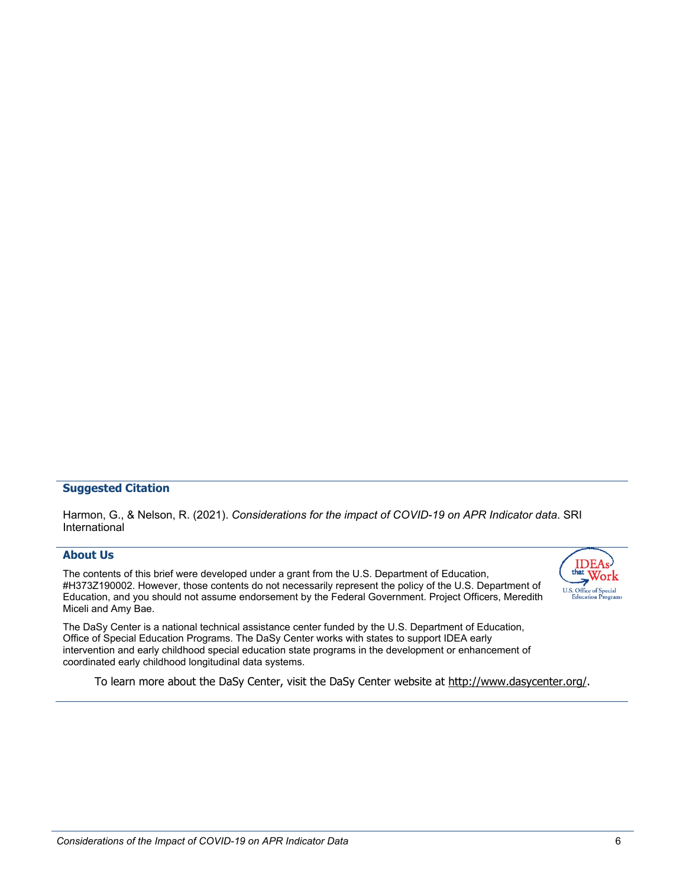## Suggested Citation

Harmon, G., & Nelson, R. (2021). *Considerations for the impact of COVID-19 on APR Indicator data*. SRI International

## About Us

The contents of this brief were developed under a grant from the U.S. Department of Education, #H373Z190002. However, those contents do not necessarily represent the policy of the U.S. Department of Education, and you should not assume endorsement by the Federal Government. Project Officers, Meredith Miceli and Amy Bae.

The DaSy Center is a national technical assistance center funded by the U.S. Department of Education, Office of Special Education Programs. The DaSy Center works with states to support IDEA early intervention and early childhood special education state programs in the development or enhancement of coordinated early childhood longitudinal data systems.

To learn more about the DaSy Center, visit the DaSy Center website at http://www.dasycenter.org/.